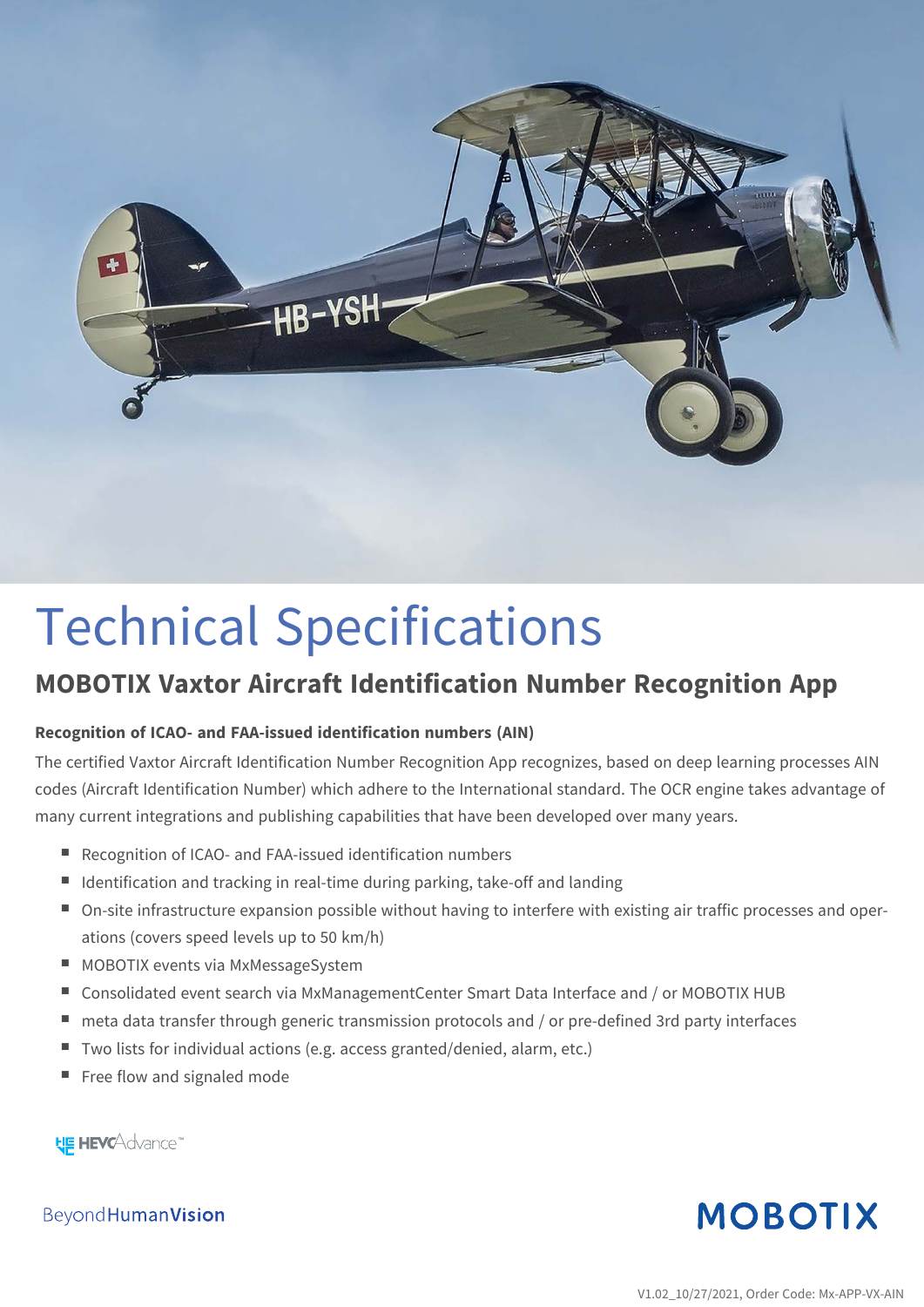# Technical Specifications

## MOBOTIX Vaxtor Aircraft Identification Number Recognition App

**Recognition of ICAO- and FAA-issued identification numbers (AIN)**

The certified Vaxtor Aircraft Identification Number Recognition App recognizes, based on deep learning processes AIN codes (Aircraft Identification Number) which adhere to the International standard. The OCR engine takes advantage of many current integrations and publishing capabilities that have been developed over many years.

- Recognition of ICAO- and FAA-issued identification numbers
- Identification and tracking in real-time during parking, take-off and landing
- On-site infrastructure expansion possible without having to interfere with existing air traffic processes and operations (covers speed levels up to 50 km/h)
- MOBOTIX events via MxMessageSystem
- Consolidated event search via MxManagementCenter Smart Data Interface and / or MOBOTIX HUB
- meta data transfer through generic transmission protocols and / or pre-defined 3rd party interfaces
- Two lists for individual actions (e.g. access granted/denied, alarm, etc.)
- Free flow and signaled mode

HEVCAdvance™

BeyondHumanVision

MOBOTIX

V1.02_10/27/2021, Order Code: Mx-APP-VX-AIN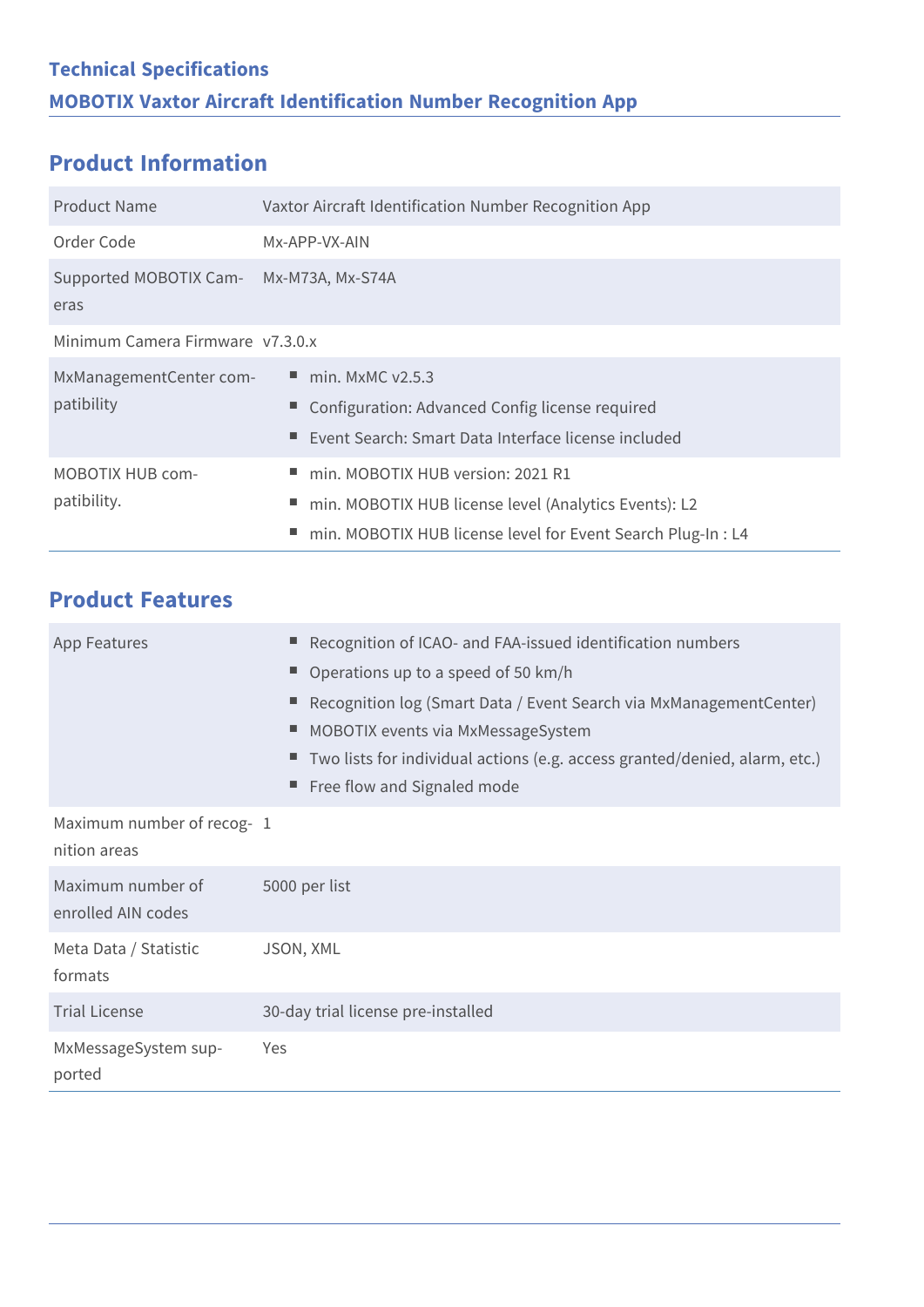## Technical Specifications
### MOBOTIX Vaxtor Aircraft Identification Number Recognition App

## Product Information

| | |
|---|---|
| Product Name | Vaxtor Aircraft Identification Number Recognition App |
| Order Code | Mx-APP-VX-AIN |
| Supported MOBOTIX Cameras | Mx-M73A, Mx-S74A |
| Minimum Camera Firmware | v7.3.0.x |
| MxManagementCenter compatibility | ▪ min. MxMC v2.5.3<br>▪ Configuration: Advanced Config license required<br>▪ Event Search: Smart Data Interface license included |
| MOBOTIX HUB compatibility. | ▪ min. MOBOTIX HUB version: 2021 R1<br>▪ min. MOBOTIX HUB license level (Analytics Events): L2<br>▪ min. MOBOTIX HUB license level for Event Search Plug-In : L4 |

## Product Features

| | |
|---|---|
| App Features | ▪ Recognition of ICAO- and FAA-issued identification numbers<br>▪ Operations up to a speed of 50 km/h<br>▪ Recognition log (Smart Data / Event Search via MxManagementCenter)<br>▪ MOBOTIX events via MxMessageSystem<br>▪ Two lists for individual actions (e.g. access granted/denied, alarm, etc.)<br>▪ Free flow and Signaled mode |
| Maximum number of recognition areas | 1 |
| Maximum number of enrolled AIN codes | 5000 per list |
| Meta Data / Statistic formats | JSON, XML |
| Trial License | 30-day trial license pre-installed |
| MxMessageSystem supported | Yes |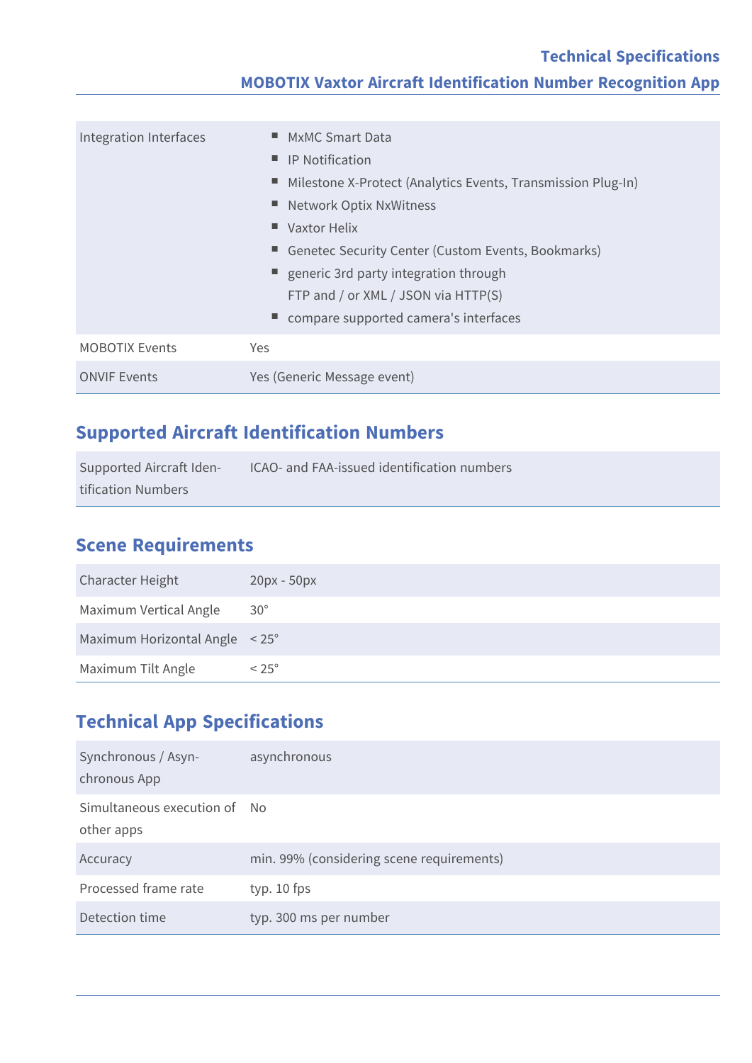| | |
|---|---|
| Integration Interfaces | ■ MxMC Smart Data<br>■ IP Notification<br>■ Milestone X-Protect (Analytics Events, Transmission Plug-In)<br>■ Network Optix NxWitness<br>■ Vaxtor Helix<br>■ Genetec Security Center (Custom Events, Bookmarks)<br>■ generic 3rd party integration through FTP and / or XML / JSON via HTTP(S)<br>■ compare supported camera's interfaces |
| MOBOTIX Events | Yes |
| ONVIF Events | Yes (Generic Message event) |

## Supported Aircraft Identification Numbers

| | |
|---|---|
| Supported Aircraft Identification Numbers | ICAO- and FAA-issued identification numbers |

## Scene Requirements

| | |
|---|---|
| Character Height | 20px - 50px |
| Maximum Vertical Angle | 30° |
| Maximum Horizontal Angle | < 25° |
| Maximum Tilt Angle | < 25° |

## Technical App Specifications

| | |
|---|---|
| Synchronous / Asynchronous App | asynchronous |
| Simultaneous execution of other apps | No |
| Accuracy | min. 99% (considering scene requirements) |
| Processed frame rate | typ. 10 fps |
| Detection time | typ. 300 ms per number |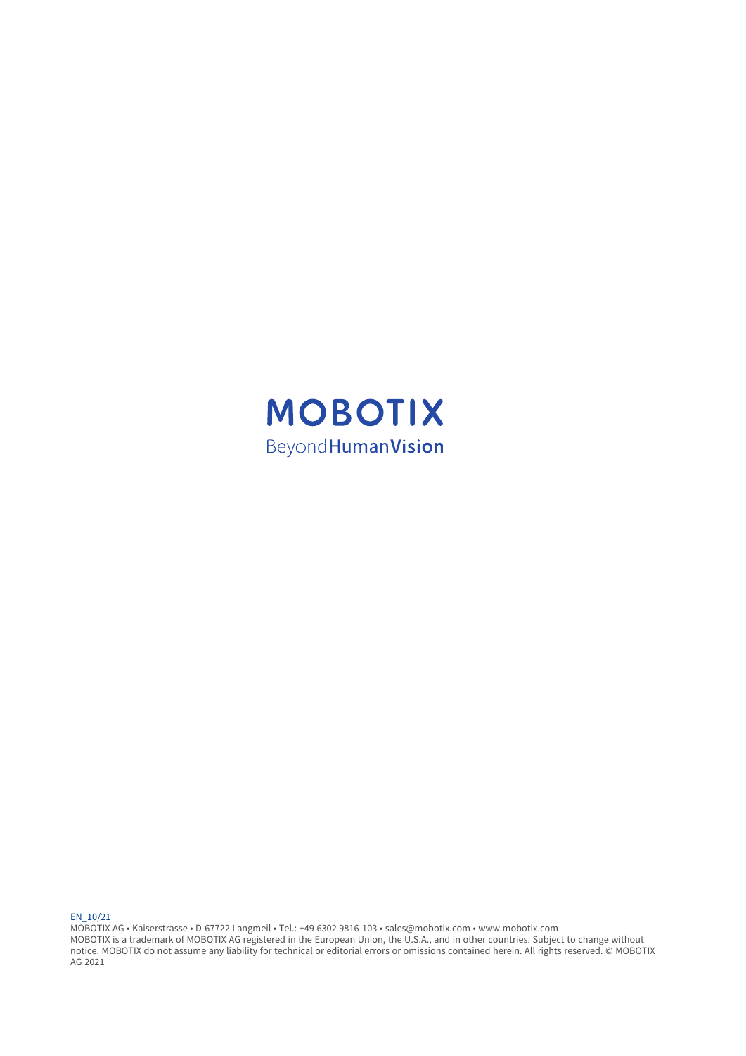MOBOTIX

BeyondHumanVision

EN_10/21

MOBOTIX AG • Kaiserstrasse • D-67722 Langmeil • Tel.: +49 6302 9816-103 • sales@mobotix.com • www.mobotix.com

MOBOTIX is a trademark of MOBOTIX AG registered in the European Union, the U.S.A., and in other countries. Subject to change without notice. MOBOTIX do not assume any liability for technical or editorial errors or omissions contained herein. All rights reserved. © MOBOTIX AG 2021